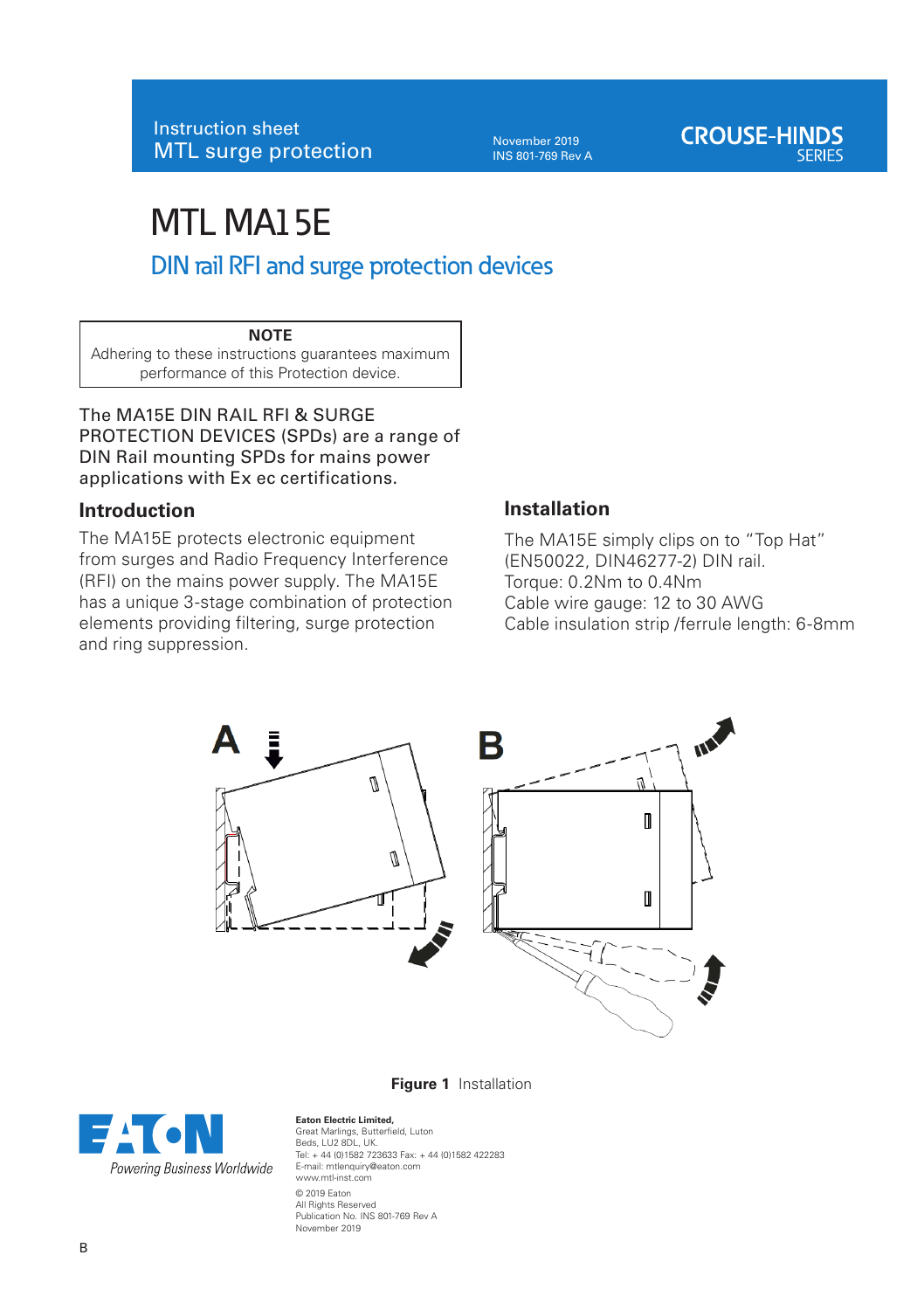Instruction sheet
MTL surge protection

November 2019
INS 801-769 Rev A

CROUSE-HINDS SERIES

# MTL MA15E

## DIN rail RFI and surge protection devices

**NOTE**
Adhering to these instructions guarantees maximum performance of this Protection device.

The MA15E DIN RAIL RFI & SURGE PROTECTION DEVICES (SPDs) are a range of DIN Rail mounting SPDs for mains power applications with Ex ec certifications.

### Introduction

The MA15E protects electronic equipment from surges and Radio Frequency Interference (RFI) on the mains power supply. The MA15E has a unique 3-stage combination of protection elements providing filtering, surge protection and ring suppression.

### Installation

The MA15E simply clips on to "Top Hat" (EN50022, DIN46277-2) DIN rail.
Torque: 0.2Nm to 0.4Nm
Cable wire gauge: 12 to 30 AWG
Cable insulation strip /ferrule length: 6-8mm

**Figure 1** Installation

EATON
Powering Business Worldwide

**Eaton Electric Limited,**
Great Marlings, Butterfield, Luton
Beds, LU2 8DL, UK.
Tel: + 44 (0)1582 723633 Fax: + 44 (0)1582 422283
E-mail: mtlenquiry@eaton.com
www.mtl-inst.com

© 2019 Eaton
All Rights Reserved
Publication No. INS 801-769 Rev A
November 2019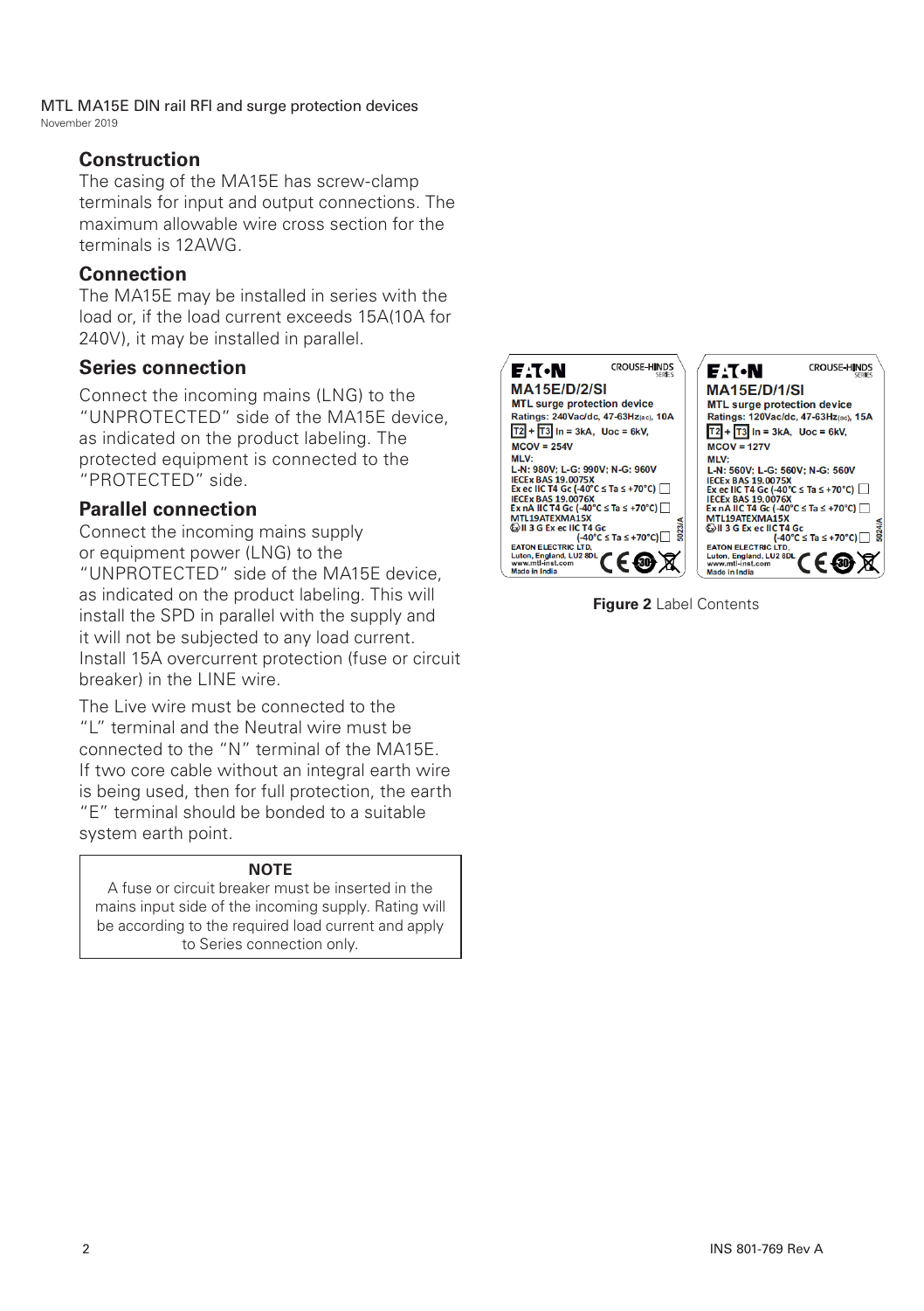## Construction

The casing of the MA15E has screw-clamp terminals for input and output connections. The maximum allowable wire cross section for the terminals is 12AWG.

## Connection

The MA15E may be installed in series with the load or, if the load current exceeds 15A(10A for 240V), it may be installed in parallel.

## Series connection

Connect the incoming mains (LNG) to the "UNPROTECTED" side of the MA15E device, as indicated on the product labeling. The protected equipment is connected to the "PROTECTED" side.

## Parallel connection

Connect the incoming mains supply or equipment power (LNG) to the "UNPROTECTED" side of the MA15E device, as indicated on the product labeling. This will install the SPD in parallel with the supply and it will not be subjected to any load current. Install 15A overcurrent protection (fuse or circuit breaker) in the LINE wire.

The Live wire must be connected to the "L" terminal and the Neutral wire must be connected to the "N" terminal of the MA15E. If two core cable without an integral earth wire is being used, then for full protection, the earth "E" terminal should be bonded to a suitable system earth point.

**NOTE**

A fuse or circuit breaker must be inserted in the mains input side of the incoming supply. Rating will be according to the required load current and apply to Series connection only.

EATON CROUSE-HINDS SERIES
**MA15E/D/2/SI**
MTL surge protection device
Ratings: 240Vac/dc, 47-63Hz(ac), 10A
T2 + T3 In = 3kA, Uoc = 6kV,
MCOV = 254V
MLV:
L-N: 980V; L-G: 990V; N-G: 960V
IECEx BAS 19.0075X
Ex ec IIC T4 Gc (-40°C ≤ Ta ≤ +70°C)
IECEx BAS 19.0076X
Ex nA IIC T4 Gc (-40°C ≤ Ta ≤ +70°C)
MTL19ATEXMA15X
II 3 G Ex ec IIC T4 Gc
(-40°C ≤ Ta ≤ +70°C)
EATON ELECTRIC LTD,
Luton, England, LU2 8DL
www.mtl-inst.com
Made in India
5023/A

EATON CROUSE-HINDS SERIES
**MA15E/D/1/SI**
MTL surge protection device
Ratings: 120Vac/dc, 47-63Hz(ac), 15A
T2 + T3 In = 3kA, Uoc = 6kV,
MCOV = 127V
MLV:
L-N: 560V; L-G: 560V; N-G: 560V
IECEx BAS 19.0075X
Ex ec IIC T4 Gc (-40°C ≤ Ta ≤ +70°C)
IECEx BAS 19.0076X
Ex nA IIC T4 Gc (-40°C ≤ Ta ≤ +70°C)
MTL19ATEXMA15X
II 3 G Ex ec IIC T4 Gc
(-40°C ≤ Ta ≤ +70°C)
EATON ELECTRIC LTD,
Luton, England, LU2 8DL
www.mtl-inst.com
Made in India
5024/A

**Figure 2** Label Contents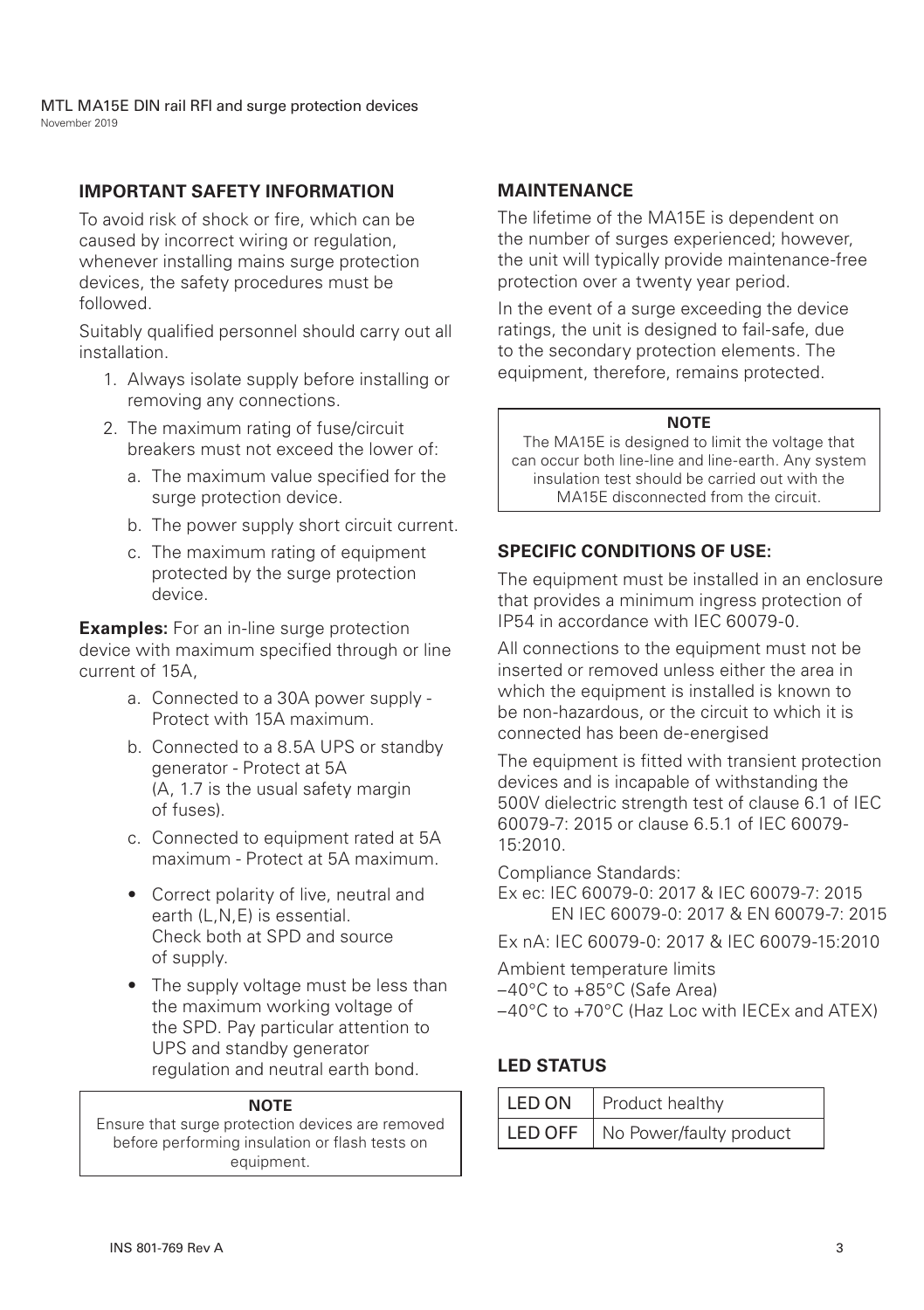## IMPORTANT SAFETY INFORMATION

To avoid risk of shock or fire, which can be caused by incorrect wiring or regulation, whenever installing mains surge protection devices, the safety procedures must be followed.

Suitably qualified personnel should carry out all installation.

1. Always isolate supply before installing or removing any connections.
2. The maximum rating of fuse/circuit breakers must not exceed the lower of:
   a. The maximum value specified for the surge protection device.
   b. The power supply short circuit current.
   c. The maximum rating of equipment protected by the surge protection device.

**Examples:** For an in-line surge protection device with maximum specified through or line current of 15A,

a. Connected to a 30A power supply - Protect with 15A maximum.
b. Connected to a 8.5A UPS or standby generator - Protect at 5A (A, 1.7 is the usual safety margin of fuses).
c. Connected to equipment rated at 5A maximum - Protect at 5A maximum.

- Correct polarity of live, neutral and earth (L,N,E) is essential. Check both at SPD and source of supply.
- The supply voltage must be less than the maximum working voltage of the SPD. Pay particular attention to UPS and standby generator regulation and neutral earth bond.

> **NOTE**
> Ensure that surge protection devices are removed before performing insulation or flash tests on equipment.

## MAINTENANCE

The lifetime of the MA15E is dependent on the number of surges experienced; however, the unit will typically provide maintenance-free protection over a twenty year period.

In the event of a surge exceeding the device ratings, the unit is designed to fail-safe, due to the secondary protection elements. The equipment, therefore, remains protected.

> **NOTE**
> The MA15E is designed to limit the voltage that can occur both line-line and line-earth. Any system insulation test should be carried out with the MA15E disconnected from the circuit.

## SPECIFIC CONDITIONS OF USE:

The equipment must be installed in an enclosure that provides a minimum ingress protection of IP54 in accordance with IEC 60079-0.

All connections to the equipment must not be inserted or removed unless either the area in which the equipment is installed is known to be non-hazardous, or the circuit to which it is connected has been de-energised

The equipment is fitted with transient protection devices and is incapable of withstanding the 500V dielectric strength test of clause 6.1 of IEC 60079-7: 2015 or clause 6.5.1 of IEC 60079-15:2010.

Compliance Standards:
Ex ec: IEC 60079-0: 2017 & IEC 60079-7: 2015
EN IEC 60079-0: 2017 & EN 60079-7: 2015

Ex nA: IEC 60079-0: 2017 & IEC 60079-15:2010

Ambient temperature limits
–40°C to +85°C (Safe Area)
–40°C to +70°C (Haz Loc with IECEx and ATEX)

## LED STATUS

| LED ON | Product healthy |
|---|---|
| LED OFF | No Power/faulty product |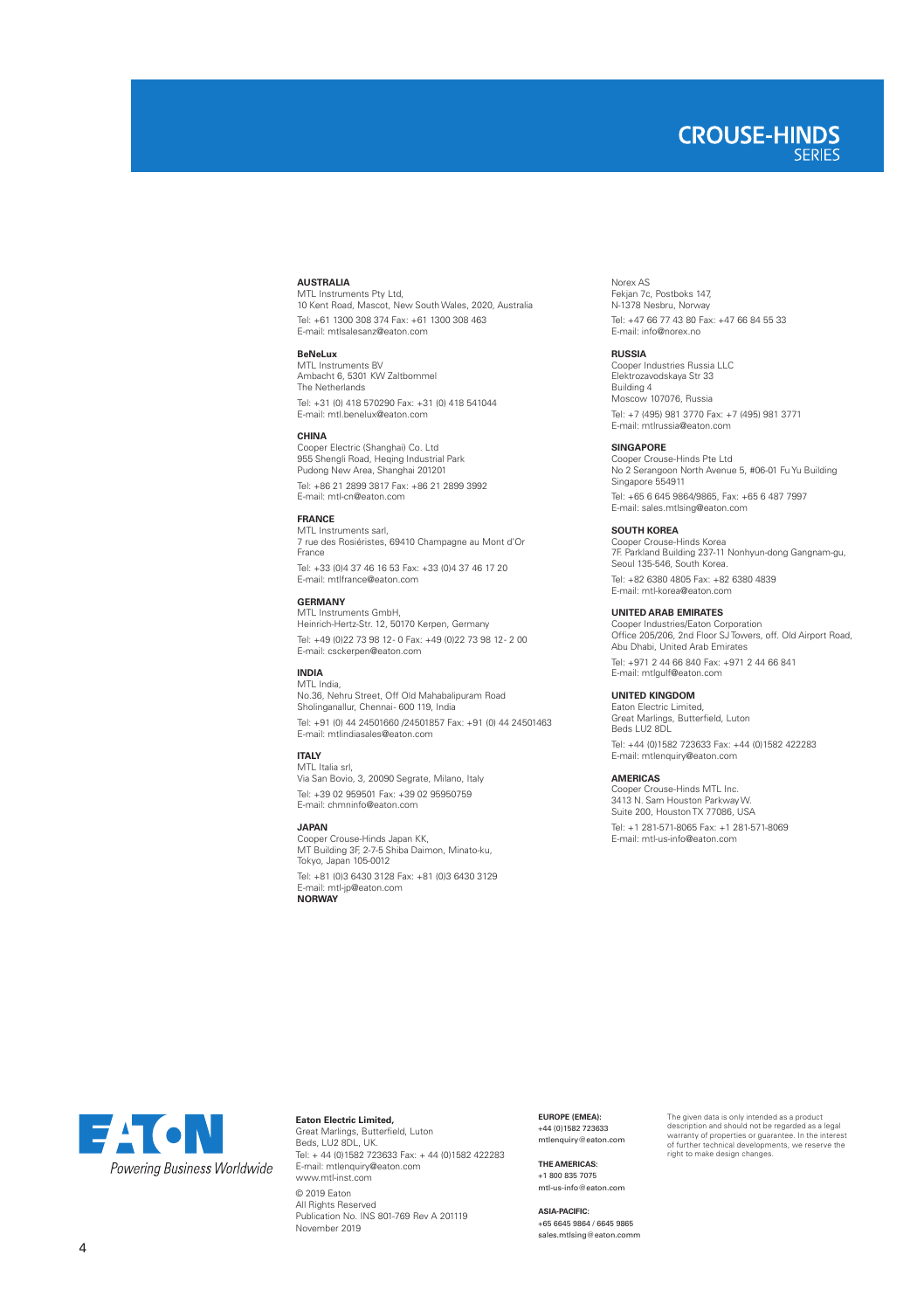CROUSE-HINDS
SERIES

**AUSTRALIA**
MTL Instruments Pty Ltd,
10 Kent Road, Mascot, New South Wales, 2020, Australia
Tel: +61 1300 308 374 Fax: +61 1300 308 463
E-mail: mtlsalesanz@eaton.com

**BeNeLux**
MTL Instruments BV
Ambacht 6, 5301 KW Zaltbommel
The Netherlands
Tel: +31 (0) 418 570290 Fax: +31 (0) 418 541044
E-mail: mtl.benelux@eaton.com

**CHINA**
Cooper Electric (Shanghai) Co. Ltd
955 Shengli Road, Heqing Industrial Park
Pudong New Area, Shanghai 201201
Tel: +86 21 2899 3817 Fax: +86 21 2899 3992
E-mail: mtl-cn@eaton.com

**FRANCE**
MTL Instruments sarl,
7 rue des Rosiéristes, 69410 Champagne au Mont d'Or
France
Tel: +33 (0)4 37 46 16 53 Fax: +33 (0)4 37 46 17 20
E-mail: mtlfrance@eaton.com

**GERMANY**
MTL Instruments GmbH,
Heinrich-Hertz-Str. 12, 50170 Kerpen, Germany
Tel: +49 (0)22 73 98 12- 0 Fax: +49 (0)22 73 98 12- 2 00
E-mail: csckerpen@eaton.com

**INDIA**
MTL India,
No.36, Nehru Street, Off Old Mahabalipuram Road
Sholinganallur, Chennai- 600 119, India
Tel: +91 (0) 44 24501660 /24501857 Fax: +91 (0) 44 24501463
E-mail: mtlindiasales@eaton.com

**ITALY**
MTL Italia srl,
Via San Bovio, 3, 20090 Segrate, Milano, Italy
Tel: +39 02 959501 Fax: +39 02 95950759
E-mail: chmninfo@eaton.com

**JAPAN**
Cooper Crouse-Hinds Japan KK,
MT Building 3F, 2-7-5 Shiba Daimon, Minato-ku,
Tokyo, Japan 105-0012
Tel: +81 (0)3 6430 3128 Fax: +81 (0)3 6430 3129
E-mail: mtl-jp@eaton.com

**NORWAY**
Norex AS
Fekjan 7c, Postboks 147,
N-1378 Nesbru, Norway
Tel: +47 66 77 43 80 Fax: +47 66 84 55 33
E-mail: info@norex.no

**RUSSIA**
Cooper Industries Russia LLC
Elektrozavodskaya Str 33
Building 4
Moscow 107076, Russia
Tel: +7 (495) 981 3770 Fax: +7 (495) 981 3771
E-mail: mtlrussia@eaton.com

**SINGAPORE**
Cooper Crouse-Hinds Pte Ltd
No 2 Serangoon North Avenue 5, #06-01 Fu Yu Building
Singapore 554911
Tel: +65 6 645 9864/9865, Fax: +65 6 487 7997
E-mail: sales.mtlsing@eaton.com

**SOUTH KOREA**
Cooper Crouse-Hinds Korea
7F. Parkland Building 237-11 Nonhyun-dong Gangnam-gu,
Seoul 135-546, South Korea.
Tel: +82 6380 4805 Fax: +82 6380 4839
E-mail: mtl-korea@eaton.com

**UNITED ARAB EMIRATES**
Cooper Industries/Eaton Corporation
Office 205/206, 2nd Floor SJ Towers, off. Old Airport Road,
Abu Dhabi, United Arab Emirates
Tel: +971 2 44 66 840 Fax: +971 2 44 66 841
E-mail: mtlgulf@eaton.com

**UNITED KINGDOM**
Eaton Electric Limited,
Great Marlings, Butterfield, Luton
Beds LU2 8DL
Tel: +44 (0)1582 723633 Fax: +44 (0)1582 422283
E-mail: mtlenquiry@eaton.com

**AMERICAS**
Cooper Crouse-Hinds MTL Inc.
3413 N. Sam Houston Parkway W.
Suite 200, Houston TX 77086, USA
Tel: +1 281-571-8065 Fax: +1 281-571-8069
E-mail: mtl-us-info@eaton.com

EATON
*Powering Business Worldwide*

**Eaton Electric Limited,**
Great Marlings, Butterfield, Luton
Beds, LU2 8DL, UK.
Tel: + 44 (0)1582 723633 Fax: + 44 (0)1582 422283
E-mail: mtlenquiry@eaton.com
www.mtl-inst.com

© 2019 Eaton
All Rights Reserved
Publication No. INS 801-769 Rev A 201119
November 2019

**EUROPE (EMEA):**
+44 (0)1582 723633
mtlenquiry@eaton.com

**THE AMERICAS:**
+1 800 835 7075
mtl-us-info@eaton.com

**ASIA-PACIFIC:**
+65 6645 9864 / 6645 9865
sales.mtlsing@eaton.comm

The given data is only intended as a product description and should not be regarded as a legal warranty of properties or guarantee. In the interest of further technical developments, we reserve the right to make design changes.